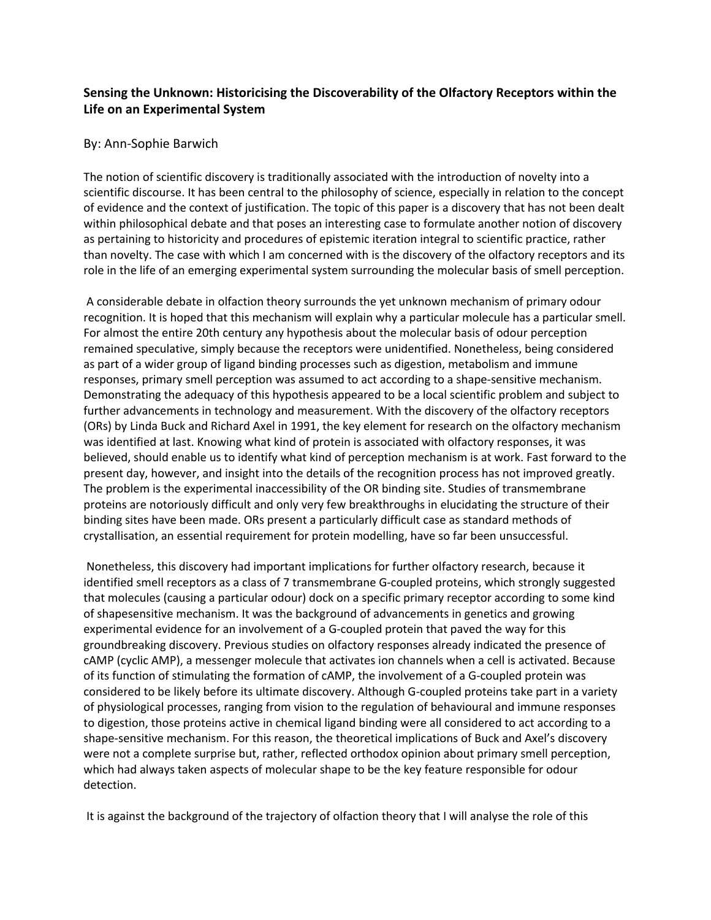**Sensing the Unknown: Historicising the Discoverability of the Olfactory Receptors within the Life on an Experimental System**

By: Ann-Sophie Barwich

The notion of scientific discovery is traditionally associated with the introduction of novelty into a scientific discourse. It has been central to the philosophy of science, especially in relation to the concept of evidence and the context of justification. The topic of this paper is a discovery that has not been dealt within philosophical debate and that poses an interesting case to formulate another notion of discovery as pertaining to historicity and procedures of epistemic iteration integral to scientific practice, rather than novelty. The case with which I am concerned with is the discovery of the olfactory receptors and its role in the life of an emerging experimental system surrounding the molecular basis of smell perception.

A considerable debate in olfaction theory surrounds the yet unknown mechanism of primary odour recognition. It is hoped that this mechanism will explain why a particular molecule has a particular smell. For almost the entire 20th century any hypothesis about the molecular basis of odour perception remained speculative, simply because the receptors were unidentified. Nonetheless, being considered as part of a wider group of ligand binding processes such as digestion, metabolism and immune responses, primary smell perception was assumed to act according to a shape-sensitive mechanism. Demonstrating the adequacy of this hypothesis appeared to be a local scientific problem and subject to further advancements in technology and measurement. With the discovery of the olfactory receptors (ORs) by Linda Buck and Richard Axel in 1991, the key element for research on the olfactory mechanism was identified at last. Knowing what kind of protein is associated with olfactory responses, it was believed, should enable us to identify what kind of perception mechanism is at work. Fast forward to the present day, however, and insight into the details of the recognition process has not improved greatly. The problem is the experimental inaccessibility of the OR binding site. Studies of transmembrane proteins are notoriously difficult and only very few breakthroughs in elucidating the structure of their binding sites have been made. ORs present a particularly difficult case as standard methods of crystallisation, an essential requirement for protein modelling, have so far been unsuccessful.

Nonetheless, this discovery had important implications for further olfactory research, because it identified smell receptors as a class of 7 transmembrane G-coupled proteins, which strongly suggested that molecules (causing a particular odour) dock on a specific primary receptor according to some kind of shapesensitive mechanism. It was the background of advancements in genetics and growing experimental evidence for an involvement of a G-coupled protein that paved the way for this groundbreaking discovery. Previous studies on olfactory responses already indicated the presence of cAMP (cyclic AMP), a messenger molecule that activates ion channels when a cell is activated. Because of its function of stimulating the formation of cAMP, the involvement of a G-coupled protein was considered to be likely before its ultimate discovery. Although G-coupled proteins take part in a variety of physiological processes, ranging from vision to the regulation of behavioural and immune responses to digestion, those proteins active in chemical ligand binding were all considered to act according to a shape-sensitive mechanism. For this reason, the theoretical implications of Buck and Axel's discovery were not a complete surprise but, rather, reflected orthodox opinion about primary smell perception, which had always taken aspects of molecular shape to be the key feature responsible for odour detection.

It is against the background of the trajectory of olfaction theory that I will analyse the role of this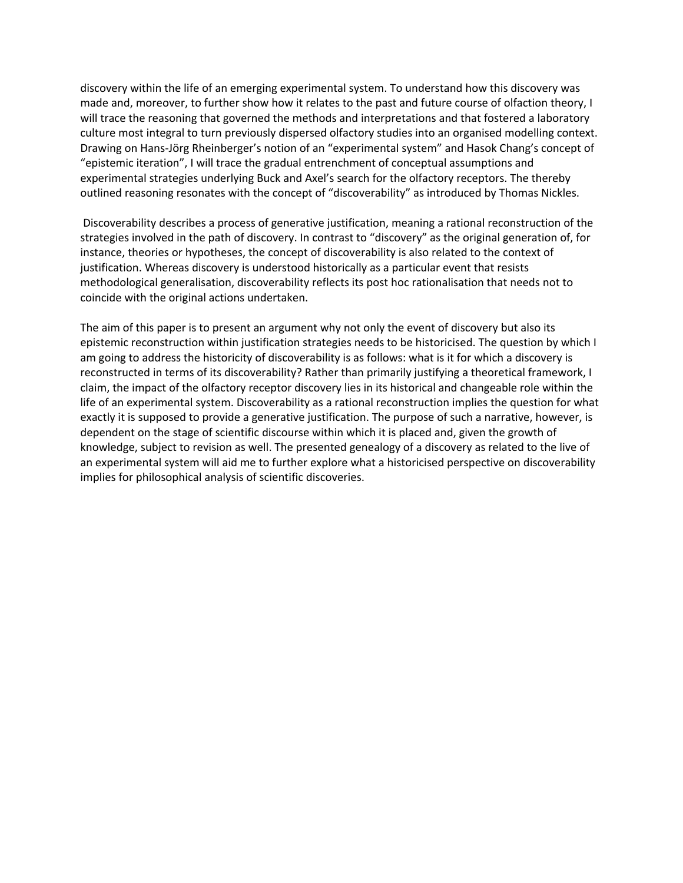discovery within the life of an emerging experimental system. To understand how this discovery was made and, moreover, to further show how it relates to the past and future course of olfaction theory, I will trace the reasoning that governed the methods and interpretations and that fostered a laboratory culture most integral to turn previously dispersed olfactory studies into an organised modelling context. Drawing on Hans-Jörg Rheinberger's notion of an "experimental system" and Hasok Chang's concept of "epistemic iteration", I will trace the gradual entrenchment of conceptual assumptions and experimental strategies underlying Buck and Axel's search for the olfactory receptors. The thereby outlined reasoning resonates with the concept of "discoverability" as introduced by Thomas Nickles.

Discoverability describes a process of generative justification, meaning a rational reconstruction of the strategies involved in the path of discovery. In contrast to "discovery" as the original generation of, for instance, theories or hypotheses, the concept of discoverability is also related to the context of justification. Whereas discovery is understood historically as a particular event that resists methodological generalisation, discoverability reflects its post hoc rationalisation that needs not to coincide with the original actions undertaken.

The aim of this paper is to present an argument why not only the event of discovery but also its epistemic reconstruction within justification strategies needs to be historicised. The question by which I am going to address the historicity of discoverability is as follows: what is it for which a discovery is reconstructed in terms of its discoverability? Rather than primarily justifying a theoretical framework, I claim, the impact of the olfactory receptor discovery lies in its historical and changeable role within the life of an experimental system. Discoverability as a rational reconstruction implies the question for what exactly it is supposed to provide a generative justification. The purpose of such a narrative, however, is dependent on the stage of scientific discourse within which it is placed and, given the growth of knowledge, subject to revision as well. The presented genealogy of a discovery as related to the live of an experimental system will aid me to further explore what a historicised perspective on discoverability implies for philosophical analysis of scientific discoveries.